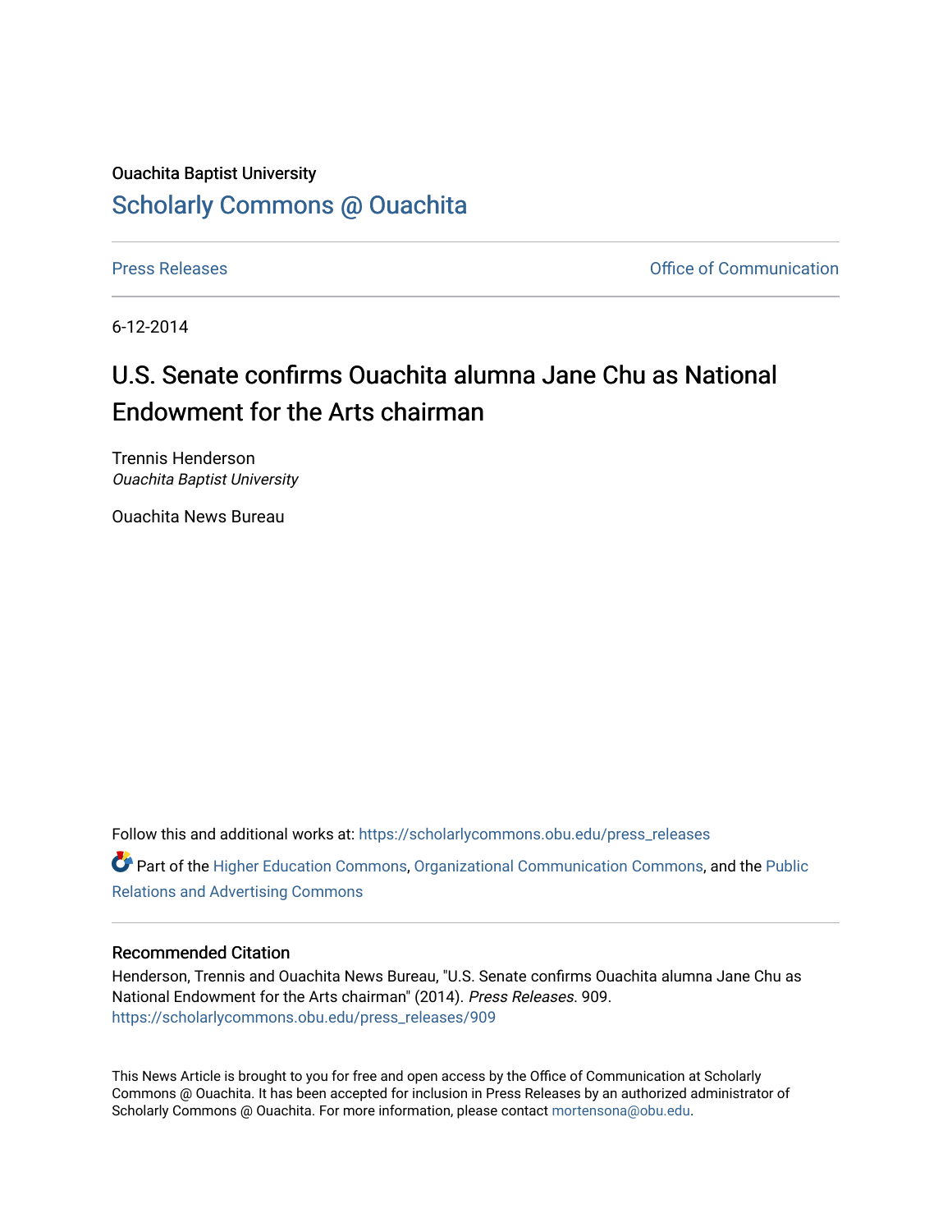Ouachita Baptist University

## Scholarly Commons @ Ouachita

Press Releases | Office of Communication

6-12-2014

# U.S. Senate confirms Ouachita alumna Jane Chu as National Endowment for the Arts chairman

Trennis Henderson
*Ouachita Baptist University*

Ouachita News Bureau

Follow this and additional works at: https://scholarlycommons.obu.edu/press_releases

Part of the Higher Education Commons, Organizational Communication Commons, and the Public Relations and Advertising Commons

### Recommended Citation

Henderson, Trennis and Ouachita News Bureau, "U.S. Senate confirms Ouachita alumna Jane Chu as National Endowment for the Arts chairman" (2014). *Press Releases*. 909.
https://scholarlycommons.obu.edu/press_releases/909

This News Article is brought to you for free and open access by the Office of Communication at Scholarly Commons @ Ouachita. It has been accepted for inclusion in Press Releases by an authorized administrator of Scholarly Commons @ Ouachita. For more information, please contact mortensona@obu.edu.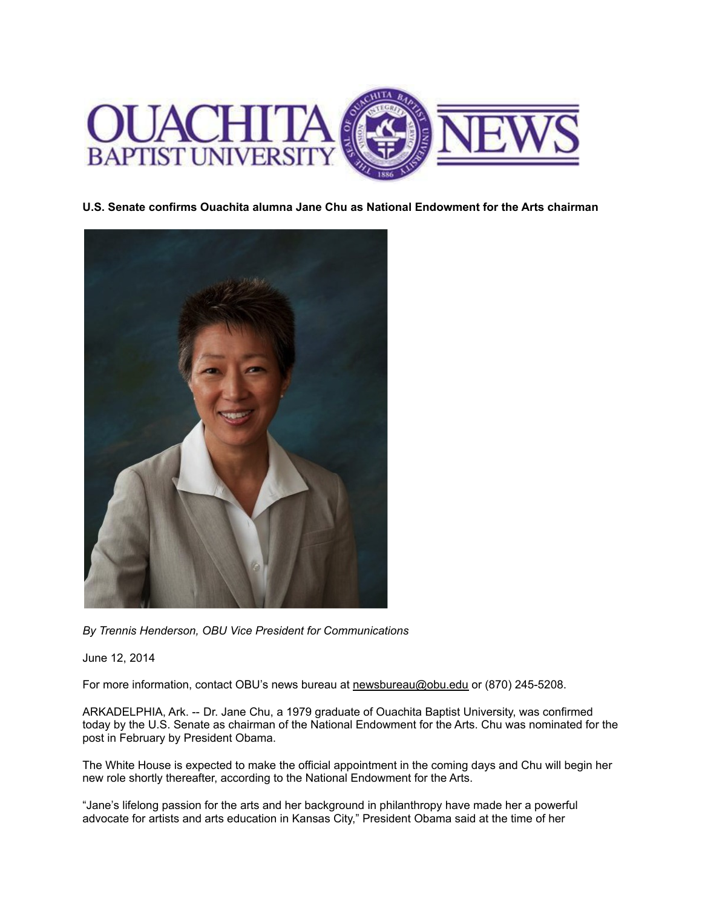**U.S. Senate confirms Ouachita alumna Jane Chu as National Endowment for the Arts chairman**

*By Trennis Henderson, OBU Vice President for Communications*

June 12, 2014

For more information, contact OBU's news bureau at newsbureau@obu.edu or (870) 245-5208.

ARKADELPHIA, Ark. -- Dr. Jane Chu, a 1979 graduate of Ouachita Baptist University, was confirmed today by the U.S. Senate as chairman of the National Endowment for the Arts. Chu was nominated for the post in February by President Obama.

The White House is expected to make the official appointment in the coming days and Chu will begin her new role shortly thereafter, according to the National Endowment for the Arts.

"Jane's lifelong passion for the arts and her background in philanthropy have made her a powerful advocate for artists and arts education in Kansas City," President Obama said at the time of her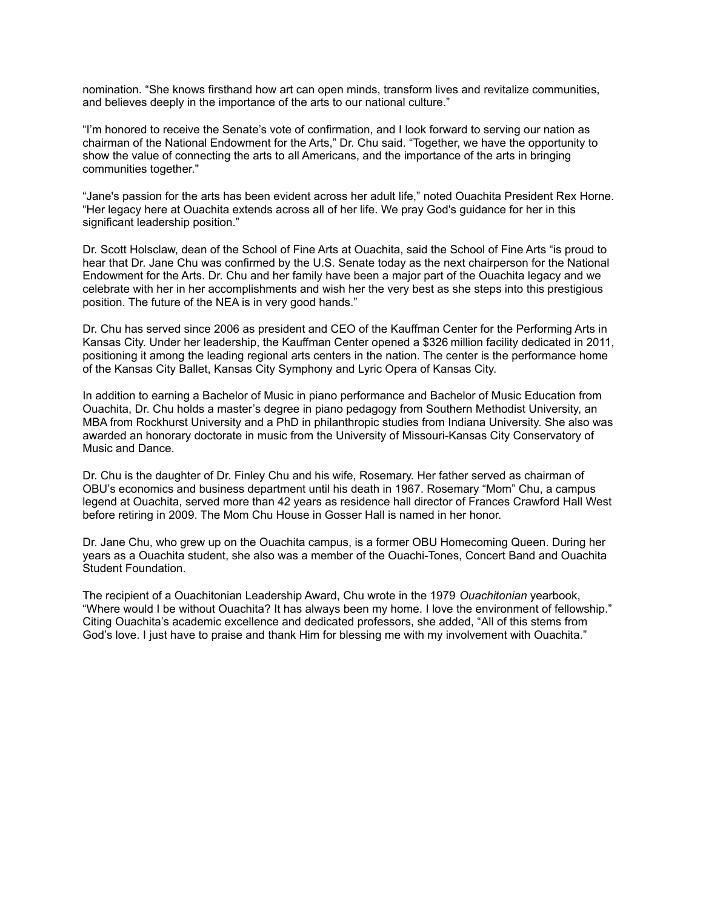nomination. “She knows firsthand how art can open minds, transform lives and revitalize communities, and believes deeply in the importance of the arts to our national culture.”

“I’m honored to receive the Senate’s vote of confirmation, and I look forward to serving our nation as chairman of the National Endowment for the Arts,” Dr. Chu said. “Together, we have the opportunity to show the value of connecting the arts to all Americans, and the importance of the arts in bringing communities together."

“Jane's passion for the arts has been evident across her adult life,” noted Ouachita President Rex Horne. “Her legacy here at Ouachita extends across all of her life. We pray God's guidance for her in this significant leadership position.”

Dr. Scott Holsclaw, dean of the School of Fine Arts at Ouachita, said the School of Fine Arts “is proud to hear that Dr. Jane Chu was confirmed by the U.S. Senate today as the next chairperson for the National Endowment for the Arts. Dr. Chu and her family have been a major part of the Ouachita legacy and we celebrate with her in her accomplishments and wish her the very best as she steps into this prestigious position. The future of the NEA is in very good hands.”

Dr. Chu has served since 2006 as president and CEO of the Kauffman Center for the Performing Arts in Kansas City. Under her leadership, the Kauffman Center opened a $326 million facility dedicated in 2011, positioning it among the leading regional arts centers in the nation. The center is the performance home of the Kansas City Ballet, Kansas City Symphony and Lyric Opera of Kansas City.

In addition to earning a Bachelor of Music in piano performance and Bachelor of Music Education from Ouachita, Dr. Chu holds a master’s degree in piano pedagogy from Southern Methodist University, an MBA from Rockhurst University and a PhD in philanthropic studies from Indiana University. She also was awarded an honorary doctorate in music from the University of Missouri-Kansas City Conservatory of Music and Dance.

Dr. Chu is the daughter of Dr. Finley Chu and his wife, Rosemary. Her father served as chairman of OBU’s economics and business department until his death in 1967. Rosemary “Mom” Chu, a campus legend at Ouachita, served more than 42 years as residence hall director of Frances Crawford Hall West before retiring in 2009. The Mom Chu House in Gosser Hall is named in her honor.

Dr. Jane Chu, who grew up on the Ouachita campus, is a former OBU Homecoming Queen. During her years as a Ouachita student, she also was a member of the Ouachi-Tones, Concert Band and Ouachita Student Foundation.

The recipient of a Ouachitonian Leadership Award, Chu wrote in the 1979 *Ouachitonian* yearbook, “Where would I be without Ouachita? It has always been my home. I love the environment of fellowship.” Citing Ouachita’s academic excellence and dedicated professors, she added, “All of this stems from God’s love. I just have to praise and thank Him for blessing me with my involvement with Ouachita.”